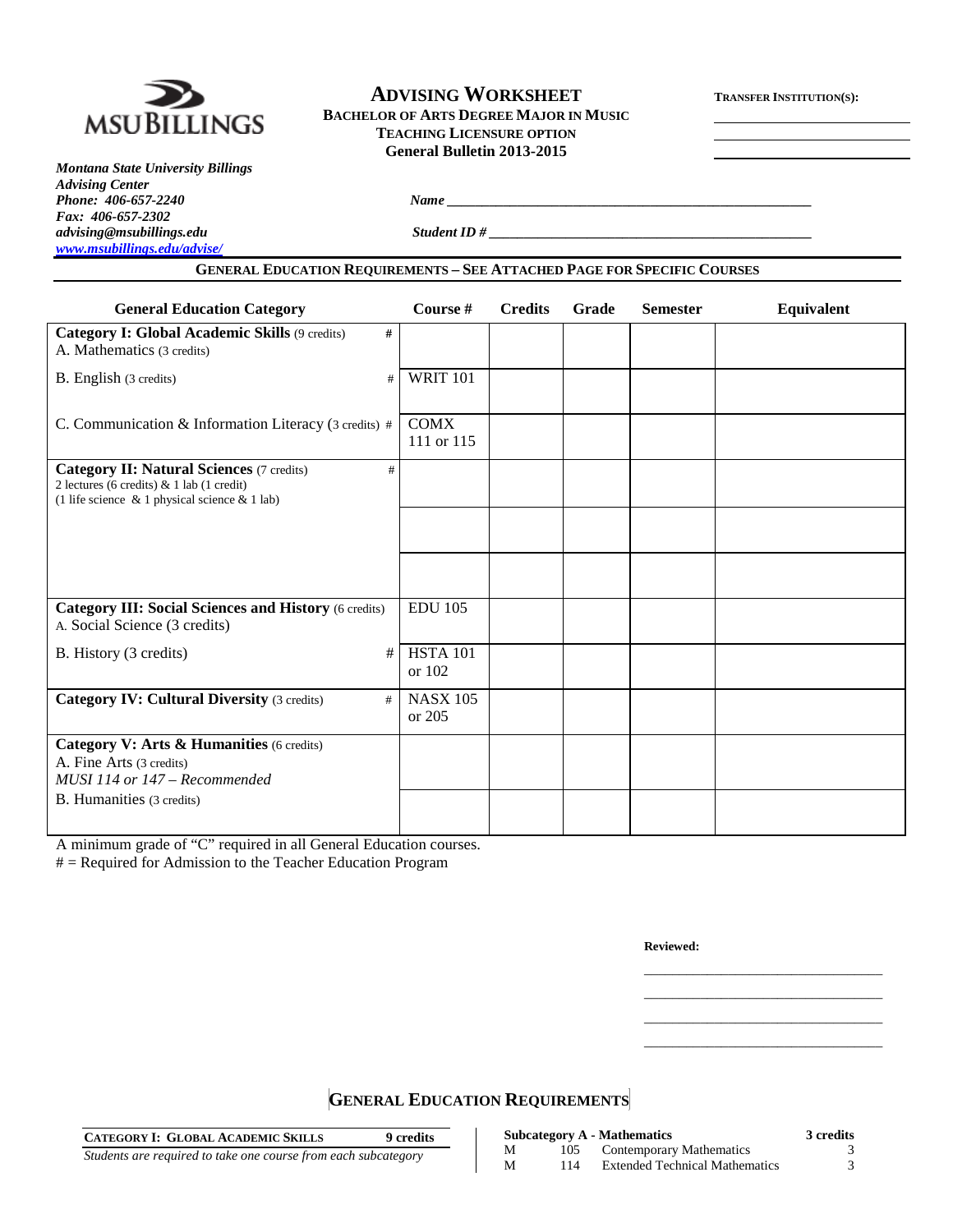# ADVISING WORKSHEET

**BACHELOR OF ARTS DEGREE MAJOR IN MUSIC**
**TEACHING LICENSURE OPTION**
**General Bulletin 2013-2015**

**TRANSFER INSTITUTION(S):**

_______________________
_______________________
_______________________

*Montana State University Billings*
*Advising Center*
*Phone: 406-657-2240*
*Fax: 406-657-2302*
*advising@msubillings.edu*
*www.msubillings.edu/advise/*

*Name* ___________________________________________________

*Student ID #* _____________________________________________

## GENERAL EDUCATION REQUIREMENTS – SEE ATTACHED PAGE FOR SPECIFIC COURSES

| General Education Category | Course # | Credits | Grade | Semester | Equivalent |
|---|---|---|---|---|---|
| **Category I: Global Academic Skills** (9 credits) # <br> A. Mathematics (3 credits) | | | | | |
| B. English (3 credits) # | WRIT 101 | | | | |
| C. Communication & Information Literacy (3 credits) # | COMX 111 or 115 | | | | |
| **Category II: Natural Sciences** (7 credits) # <br> 2 lectures (6 credits) & 1 lab (1 credit) <br> (1 life science & 1 physical science & 1 lab) | | | | | |
| | | | | | |
| | | | | | |
| **Category III: Social Sciences and History** (6 credits) <br> A. Social Science (3 credits) | EDU 105 | | | | |
| B. History (3 credits) # | HSTA 101 or 102 | | | | |
| **Category IV: Cultural Diversity** (3 credits) # | NASX 105 or 205 | | | | |
| **Category V: Arts & Humanities** (6 credits) <br> A. Fine Arts (3 credits) <br> *MUSI 114 or 147 – Recommended* | | | | | |
| B. Humanities (3 credits) | | | | | |

A minimum grade of "C" required in all General Education courses.
# = Required for Admission to the Teacher Education Program

**Reviewed:**

_______________________________
_______________________________
_______________________________
_______________________________

## GENERAL EDUCATION REQUIREMENTS

**CATEGORY I: GLOBAL ACADEMIC SKILLS** **9 credits**
*Students are required to take one course from each subcategory*

| **Subcategory A - Mathematics** | | | **3 credits** |
|---|---|---|---|
| M | 105 | Contemporary Mathematics | 3 |
| M | 114 | Extended Technical Mathematics | 3 |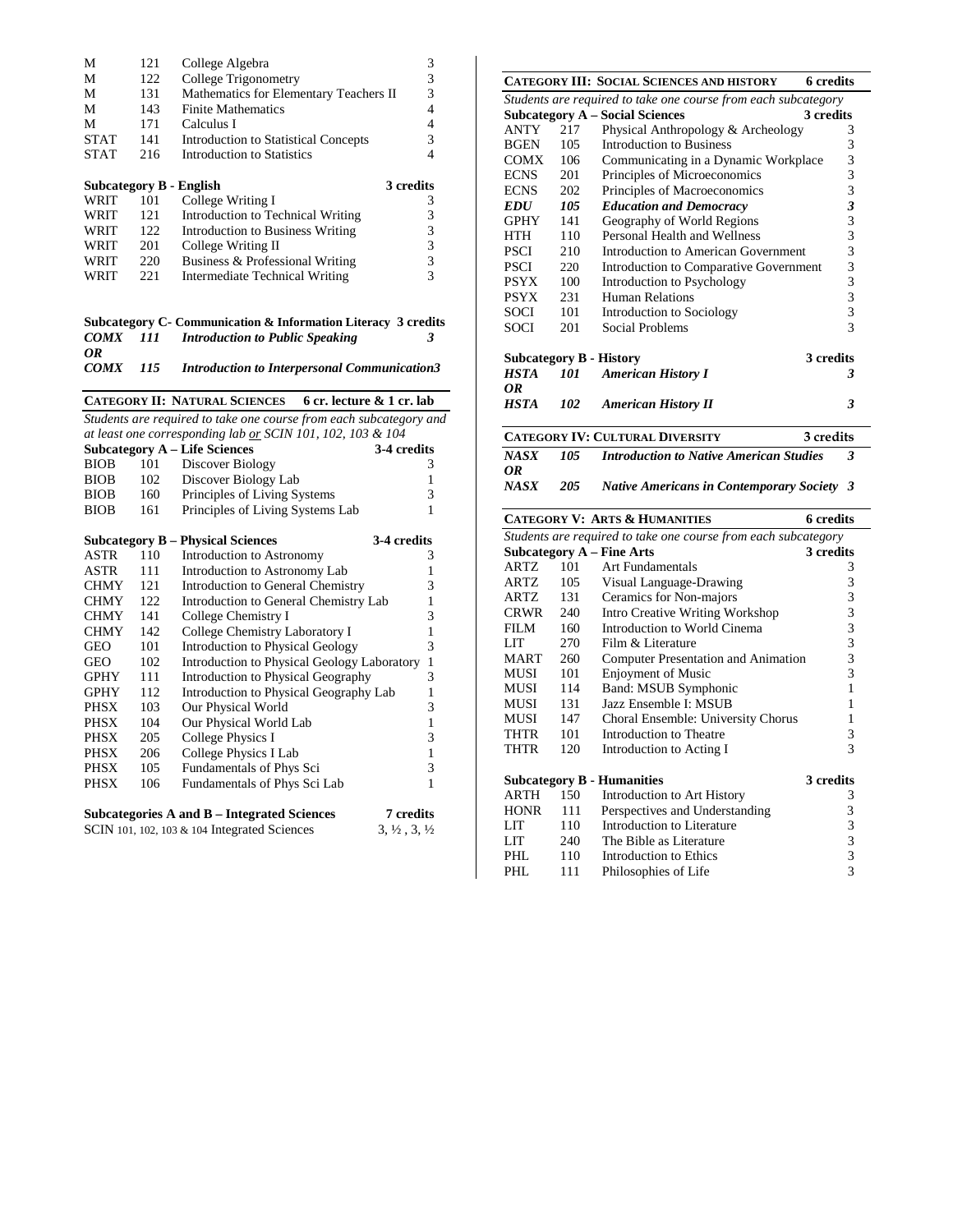| | | | |
|---|---|---|---|
| M | 121 | College Algebra | 3 |
| M | 122 | College Trigonometry | 3 |
| M | 131 | Mathematics for Elementary Teachers II | 3 |
| M | 143 | Finite Mathematics | 4 |
| M | 171 | Calculus I | 4 |
| STAT | 141 | Introduction to Statistical Concepts | 3 |
| STAT | 216 | Introduction to Statistics | 4 |

**Subcategory B - English** **3 credits**

| | | | |
|---|---|---|---|
| WRIT | 101 | College Writing I | 3 |
| WRIT | 121 | Introduction to Technical Writing | 3 |
| WRIT | 122 | Introduction to Business Writing | 3 |
| WRIT | 201 | College Writing II | 3 |
| WRIT | 220 | Business & Professional Writing | 3 |
| WRIT | 221 | Intermediate Technical Writing | 3 |

**Subcategory C- Communication & Information Literacy 3 credits**

***COMX 111 Introduction to Public Speaking 3***
***OR***
***COMX 115 Introduction to Interpersonal Communication 3***

## CATEGORY II: NATURAL SCIENCES 6 cr. lecture & 1 cr. lab

*Students are required to take one course from each subcategory and at least one corresponding lab or SCIN 101, 102, 103 & 104*

**Subcategory A – Life Sciences** **3-4 credits**

| | | | |
|---|---|---|---|
| BIOB | 101 | Discover Biology | 3 |
| BIOB | 102 | Discover Biology Lab | 1 |
| BIOB | 160 | Principles of Living Systems | 3 |
| BIOB | 161 | Principles of Living Systems Lab | 1 |

**Subcategory B – Physical Sciences** **3-4 credits**

| | | | |
|---|---|---|---|
| ASTR | 110 | Introduction to Astronomy | 3 |
| ASTR | 111 | Introduction to Astronomy Lab | 1 |
| CHMY | 121 | Introduction to General Chemistry | 3 |
| CHMY | 122 | Introduction to General Chemistry Lab | 1 |
| CHMY | 141 | College Chemistry I | 3 |
| CHMY | 142 | College Chemistry Laboratory I | 1 |
| GEO | 101 | Introduction to Physical Geology | 3 |
| GEO | 102 | Introduction to Physical Geology Laboratory | 1 |
| GPHY | 111 | Introduction to Physical Geography | 3 |
| GPHY | 112 | Introduction to Physical Geography Lab | 1 |
| PHSX | 103 | Our Physical World | 3 |
| PHSX | 104 | Our Physical World Lab | 1 |
| PHSX | 205 | College Physics I | 3 |
| PHSX | 206 | College Physics I Lab | 1 |
| PHSX | 105 | Fundamentals of Phys Sci | 3 |
| PHSX | 106 | Fundamentals of Phys Sci Lab | 1 |

**Subcategories A and B – Integrated Sciences** **7 credits**

SCIN 101, 102, 103 & 104 Integrated Sciences 3, ½ , 3, ½

## CATEGORY III: SOCIAL SCIENCES AND HISTORY 6 credits

*Students are required to take one course from each subcategory*

**Subcategory A – Social Sciences** **3 credits**

| | | | |
|---|---|---|---|
| ANTY | 217 | Physical Anthropology & Archeology | 3 |
| BGEN | 105 | Introduction to Business | 3 |
| COMX | 106 | Communicating in a Dynamic Workplace | 3 |
| ECNS | 201 | Principles of Microeconomics | 3 |
| ECNS | 202 | Principles of Macroeconomics | 3 |
| ***EDU*** | ***105*** | ***Education and Democracy*** | ***3*** |
| GPHY | 141 | Geography of World Regions | 3 |
| HTH | 110 | Personal Health and Wellness | 3 |
| PSCI | 210 | Introduction to American Government | 3 |
| PSCI | 220 | Introduction to Comparative Government | 3 |
| PSYX | 100 | Introduction to Psychology | 3 |
| PSYX | 231 | Human Relations | 3 |
| SOCI | 101 | Introduction to Sociology | 3 |
| SOCI | 201 | Social Problems | 3 |

**Subcategory B - History** **3 credits**

***HSTA 101 American History I 3***
***OR***
***HSTA 102 American History II 3***

## CATEGORY IV: CULTURAL DIVERSITY 3 credits

***NASX 105 Introduction to Native American Studies 3***
***OR***
***NASX 205 Native Americans in Contemporary Society 3***

## CATEGORY V: ARTS & HUMANITIES 6 credits

*Students are required to take one course from each subcategory*

**Subcategory A – Fine Arts** **3 credits**

| | | | |
|---|---|---|---|
| ARTZ | 101 | Art Fundamentals | 3 |
| ARTZ | 105 | Visual Language-Drawing | 3 |
| ARTZ | 131 | Ceramics for Non-majors | 3 |
| CRWR | 240 | Intro Creative Writing Workshop | 3 |
| FILM | 160 | Introduction to World Cinema | 3 |
| LIT | 270 | Film & Literature | 3 |
| MART | 260 | Computer Presentation and Animation | 3 |
| MUSI | 101 | Enjoyment of Music | 3 |
| MUSI | 114 | Band: MSUB Symphonic | 1 |
| MUSI | 131 | Jazz Ensemble I: MSUB | 1 |
| MUSI | 147 | Choral Ensemble: University Chorus | 1 |
| THTR | 101 | Introduction to Theatre | 3 |
| THTR | 120 | Introduction to Acting I | 3 |

**Subcategory B - Humanities** **3 credits**

| | | | |
|---|---|---|---|
| ARTH | 150 | Introduction to Art History | 3 |
| HONR | 111 | Perspectives and Understanding | 3 |
| LIT | 110 | Introduction to Literature | 3 |
| LIT | 240 | The Bible as Literature | 3 |
| PHL | 110 | Introduction to Ethics | 3 |
| PHL | 111 | Philosophies of Life | 3 |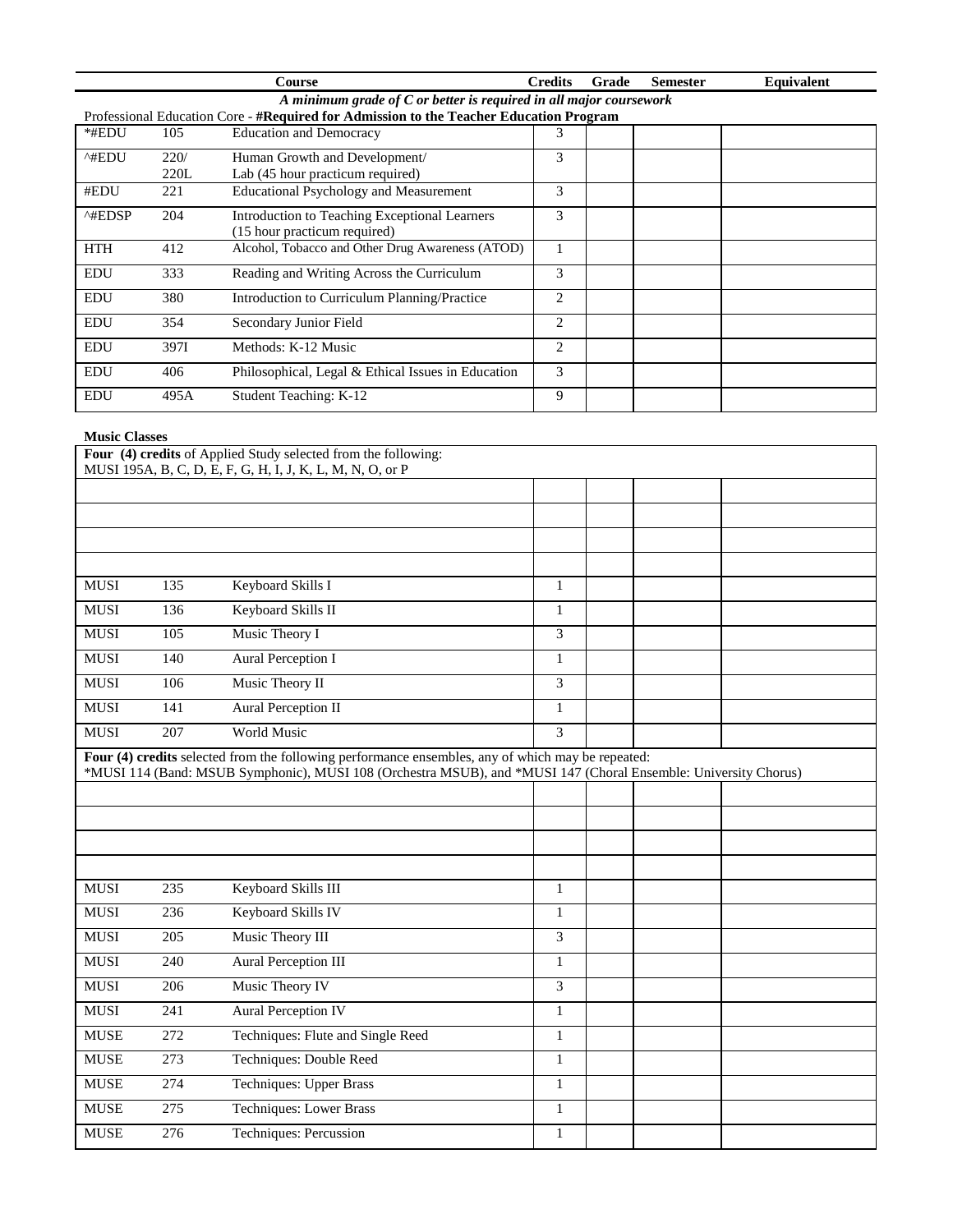| Course | | | Credits | Grade | Semester | Equivalent |
|---|---|---|---|---|---|---|
| *A minimum grade of C or better is required in all major coursework* | | | | | | |
| Professional Education Core - **#Required for Admission to the Teacher Education Program** | | | | | | |
| *#EDU | 105 | Education and Democracy | 3 | | | |
| ^#EDU | 220/ 220L | Human Growth and Development/ Lab (45 hour practicum required) | 3 | | | |
| #EDU | 221 | Educational Psychology and Measurement | 3 | | | |
| ^#EDSP | 204 | Introduction to Teaching Exceptional Learners (15 hour practicum required) | 3 | | | |
| HTH | 412 | Alcohol, Tobacco and Other Drug Awareness (ATOD) | 1 | | | |
| EDU | 333 | Reading and Writing Across the Curriculum | 3 | | | |
| EDU | 380 | Introduction to Curriculum Planning/Practice | 2 | | | |
| EDU | 354 | Secondary Junior Field | 2 | | | |
| EDU | 397I | Methods: K-12 Music | 2 | | | |
| EDU | 406 | Philosophical, Legal & Ethical Issues in Education | 3 | | | |
| EDU | 495A | Student Teaching: K-12 | 9 | | | |

**Music Classes**

| Course | | | Credits | Grade | Semester | Equivalent |
|---|---|---|---|---|---|---|
| **Four (4) credits** of Applied Study selected from the following: MUSI 195A, B, C, D, E, F, G, H, I, J, K, L, M, N, O, or P | | | | | | |
| | | | | | | |
| | | | | | | |
| | | | | | | |
| | | | | | | |
| MUSI | 135 | Keyboard Skills I | 1 | | | |
| MUSI | 136 | Keyboard Skills II | 1 | | | |
| MUSI | 105 | Music Theory I | 3 | | | |
| MUSI | 140 | Aural Perception I | 1 | | | |
| MUSI | 106 | Music Theory II | 3 | | | |
| MUSI | 141 | Aural Perception II | 1 | | | |
| MUSI | 207 | World Music | 3 | | | |
| **Four (4) credits** selected from the following performance ensembles, any of which may be repeated: *MUSI 114 (Band: MSUB Symphonic), MUSI 108 (Orchestra MSUB), and *MUSI 147 (Choral Ensemble: University Chorus) | | | | | | |
| | | | | | | |
| | | | | | | |
| | | | | | | |
| | | | | | | |
| MUSI | 235 | Keyboard Skills III | 1 | | | |
| MUSI | 236 | Keyboard Skills IV | 1 | | | |
| MUSI | 205 | Music Theory III | 3 | | | |
| MUSI | 240 | Aural Perception III | 1 | | | |
| MUSI | 206 | Music Theory IV | 3 | | | |
| MUSI | 241 | Aural Perception IV | 1 | | | |
| MUSE | 272 | Techniques: Flute and Single Reed | 1 | | | |
| MUSE | 273 | Techniques: Double Reed | 1 | | | |
| MUSE | 274 | Techniques: Upper Brass | 1 | | | |
| MUSE | 275 | Techniques: Lower Brass | 1 | | | |
| MUSE | 276 | Techniques: Percussion | 1 | | | |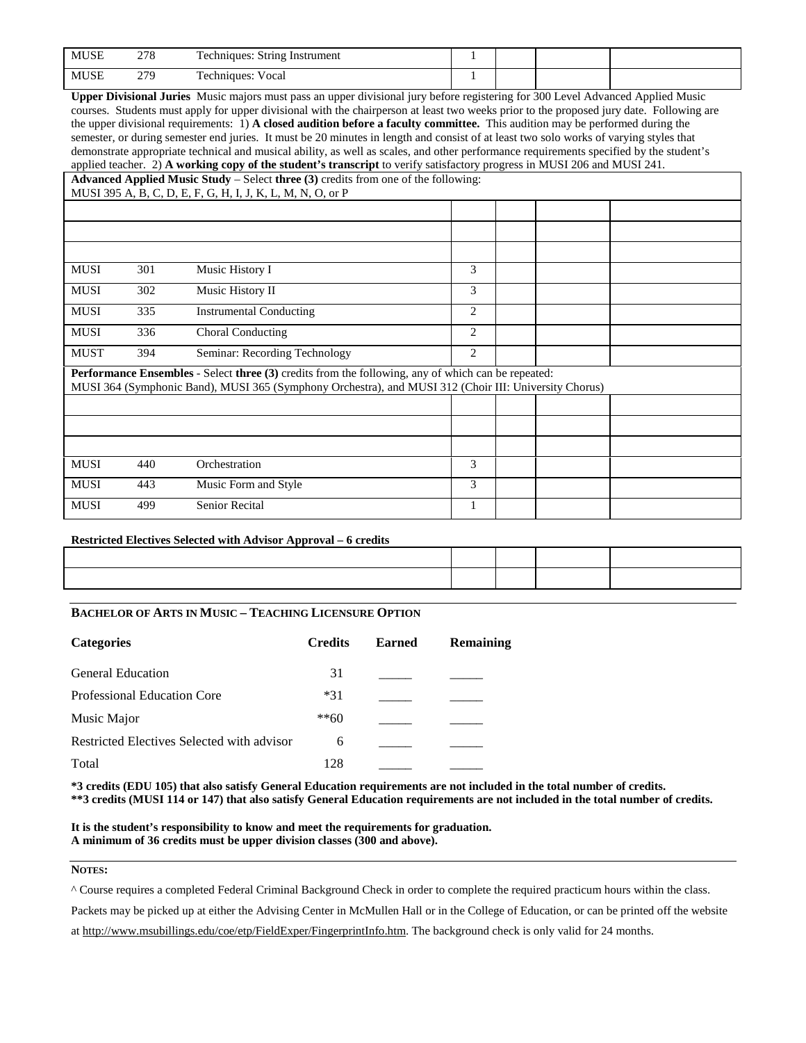| | | | | | | |
|---|---|---|---|---|---|---|
| MUSE | 278 | Techniques: String Instrument | 1 | | | |
| MUSE | 279 | Techniques: Vocal | 1 | | | |

**Upper Divisional Juries** Music majors must pass an upper divisional jury before registering for 300 Level Advanced Applied Music courses. Students must apply for upper divisional with the chairperson at least two weeks prior to the proposed jury date. Following are the upper divisional requirements: 1) **A closed audition before a faculty committee.** This audition may be performed during the semester, or during semester end juries. It must be 20 minutes in length and consist of at least two solo works of varying styles that demonstrate appropriate technical and musical ability, as well as scales, and other performance requirements specified by the student's applied teacher. 2) **A working copy of the student's transcript** to verify satisfactory progress in MUSI 206 and MUSI 241.

**Advanced Applied Music Study** – Select **three (3)** credits from one of the following:
MUSI 395 A, B, C, D, E, F, G, H, I, J, K, L, M, N, O, or P

| | | | | | | |
|---|---|---|---|---|---|---|
| | | | | | | |
| | | | | | | |
| | | | | | | |
| MUSI | 301 | Music History I | 3 | | | |
| MUSI | 302 | Music History II | 3 | | | |
| MUSI | 335 | Instrumental Conducting | 2 | | | |
| MUSI | 336 | Choral Conducting | 2 | | | |
| MUST | 394 | Seminar: Recording Technology | 2 | | | |

**Performance Ensembles** - Select **three (3)** credits from the following, any of which can be repeated:
MUSI 364 (Symphonic Band), MUSI 365 (Symphony Orchestra), and MUSI 312 (Choir III: University Chorus)

| | | | | | | |
|---|---|---|---|---|---|---|
| | | | | | | |
| | | | | | | |
| | | | | | | |
| MUSI | 440 | Orchestration | 3 | | | |
| MUSI | 443 | Music Form and Style | 3 | | | |
| MUSI | 499 | Senior Recital | 1 | | | |

**Restricted Electives Selected with Advisor Approval – 6 credits**

| | | | | |
|---|---|---|---|---|
| | | | | |
| | | | | |

**BACHELOR OF ARTS IN MUSIC – TEACHING LICENSURE OPTION**

| **Categories** | **Credits** | **Earned** | **Remaining** |
|---|---|---|---|
| General Education | 31 | _____ | _____ |
| Professional Education Core | *31 | _____ | _____ |
| Music Major | **60 | _____ | _____ |
| Restricted Electives Selected with advisor | 6 | _____ | _____ |
| Total | 128 | _____ | _____ |

**\*3 credits (EDU 105) that also satisfy General Education requirements are not included in the total number of credits.**
**\*\*3 credits (MUSI 114 or 147) that also satisfy General Education requirements are not included in the total number of credits.**

**It is the student's responsibility to know and meet the requirements for graduation.**
**A minimum of 36 credits must be upper division classes (300 and above).**

**NOTES:**

^ Course requires a completed Federal Criminal Background Check in order to complete the required practicum hours within the class.

Packets may be picked up at either the Advising Center in McMullen Hall or in the College of Education, or can be printed off the website

at http://www.msubillings.edu/coe/etp/FieldExper/FingerprintInfo.htm. The background check is only valid for 24 months.